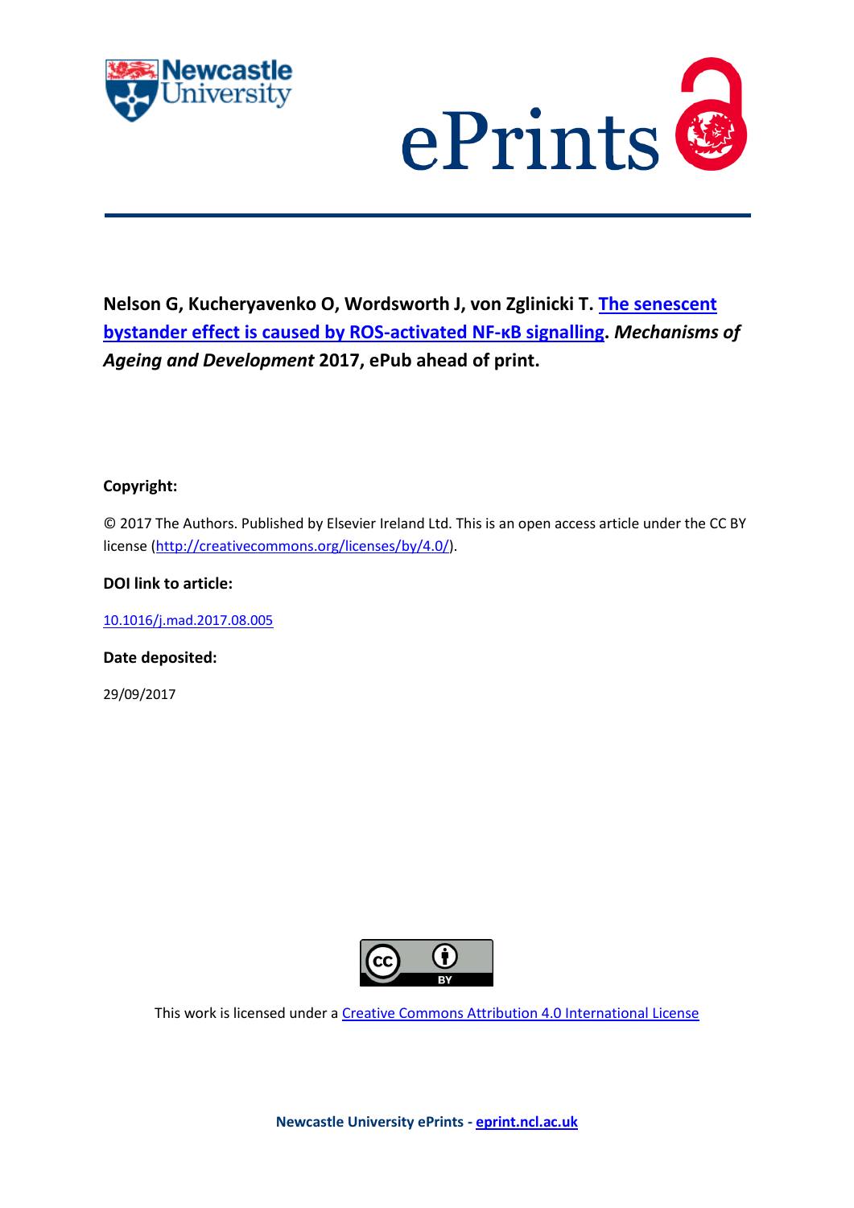**Nelson G, Kucheryavenko O, Wordsworth J, von Zglinicki T. The senescent bystander effect is caused by ROS-activated NF-κB signalling. *Mechanisms of Ageing and Development* 2017, ePub ahead of print.**

**Copyright:**

© 2017 The Authors. Published by Elsevier Ireland Ltd. This is an open access article under the CC BY license (http://creativecommons.org/licenses/by/4.0/).

**DOI link to article:**

10.1016/j.mad.2017.08.005

**Date deposited:**

29/09/2017

This work is licensed under a Creative Commons Attribution 4.0 International License

**Newcastle University ePrints - eprint.ncl.ac.uk**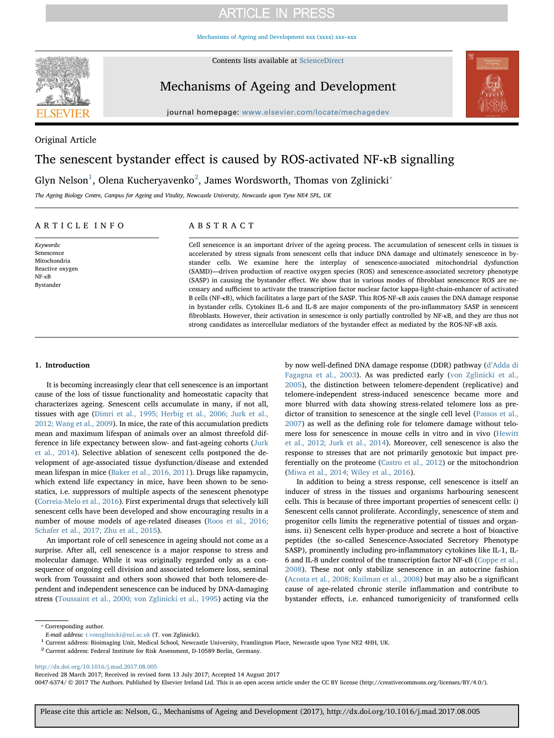Original Article

# The senescent bystander effect is caused by ROS-activated NF-κB signalling

Glyn Nelson[1], Olena Kucheryavenko[2], James Wordsworth, Thomas von Zglinicki*

*The Ageing Biology Centre, Campus for Ageing and Vitality, Newcastle University, Newcastle upon Tyne NE4 5PL, UK*

## ARTICLE INFO

*Keywords:*
Senescence
Mitochondria
Reactive oxygen
NF-κB
Bystander

## ABSTRACT

Cell senescence is an important driver of the ageing process. The accumulation of senescent cells in tissues is accelerated by stress signals from senescent cells that induce DNA damage and ultimately senescence in bystander cells. We examine here the interplay of senescence-associated mitochondrial dysfunction (SAMD)—driven production of reactive oxygen species (ROS) and senescence-associated secretory phenotype (SASP) in causing the bystander effect. We show that in various modes of fibroblast senescence ROS are necessary and sufficient to activate the transcription factor nuclear factor kappa-light-chain-enhancer of activated B cells (NF-κB), which facilitates a large part of the SASP. This ROS-NF-κB axis causes the DNA damage response in bystander cells. Cytokines IL-6 and IL-8 are major components of the pro-inflammatory SASP in senescent fibroblasts. However, their activation in senescence is only partially controlled by NF-κB, and they are thus not strong candidates as intercellular mediators of the bystander effect as mediated by the ROS-NF-κB axis.

## 1. Introduction

It is becoming increasingly clear that cell senescence is an important cause of the loss of tissue functionality and homeostatic capacity that characterizes ageing. Senescent cells accumulate in many, if not all, tissues with age (Dimri et al., 1995; Herbig et al., 2006; Jurk et al., 2012; Wang et al., 2009). In mice, the rate of this accumulation predicts mean and maximum lifespan of animals over an almost threefold difference in life expectancy between slow- and fast-ageing cohorts (Jurk et al., 2014). Selective ablation of senescent cells postponed the development of age-associated tissue dysfunction/disease and extended mean lifespan in mice (Baker et al., 2016, 2011). Drugs like rapamycin, which extend life expectancy in mice, have been shown to be senostatics, i.e. suppressors of multiple aspects of the senescent phenotype (Correia-Melo et al., 2016). First experimental drugs that selectively kill senescent cells have been developed and show encouraging results in a number of mouse models of age-related diseases (Roos et al., 2016; Schafer et al., 2017; Zhu et al., 2015).

An important role of cell senescence in ageing should not come as a surprise. After all, cell senescence is a major response to stress and molecular damage. While it was originally regarded only as a consequence of ongoing cell division and associated telomere loss, seminal work from Toussaint and others soon showed that both telomere-dependent and independent senescence can be induced by DNA-damaging stress (Toussaint et al., 2000; von Zglinicki et al., 1995) acting via the by now well-defined DNA damage response (DDR) pathway (d'Adda di Fagagna et al., 2003). As was predicted early (von Zglinicki et al., 2005), the distinction between telomere-dependent (replicative) and telomere-independent stress-induced senescence became more and more blurred with data showing stress-related telomere loss as predictor of transition to senescence at the single cell level (Passos et al., 2007) as well as the defining role for telomere damage without telomere loss for senescence in mouse cells in vitro and in vivo (Hewitt et al., 2012; Jurk et al., 2014). Moreover, cell senescence is also the response to stresses that are not primarily genotoxic but impact preferentially on the proteome (Castro et al., 2012) or the mitochondrion (Miwa et al., 2014; Wiley et al., 2016).

In addition to being a stress response, cell senescence is itself an inducer of stress in the tissues and organisms harbouring senescent cells. This is because of three important properties of senescent cells: i) Senescent cells cannot proliferate. Accordingly, senescence of stem and progenitor cells limits the regenerative potential of tissues and organisms. ii) Senescent cells hyper-produce and secrete a host of bioactive peptides (the so-called Senescence-Associated Secretory Phenotype SASP), prominently including pro-inflammatory cytokines like IL-1, IL-6 and IL-8 under control of the transcription factor NF-κB (Coppe et al., 2008). These not only stabilize senescence in an autocrine fashion (Acosta et al., 2008; Kuilman et al., 2008) but may also be a significant cause of age-related chronic sterile inflammation and contribute to bystander effects, i.e. enhanced tumorigenicity of transformed cells

* Corresponding author.
*E-mail address:* t.vonzglinicki@ncl.ac.uk (T. von Zglinicki).
[1] Current address: Bioimaging Unit, Medical School, Newcastle University, Framlington Place, Newcastle upon Tyne NE2 4HH, UK.
[2] Current address: Federal Institute for Risk Assessment, D-10589 Berlin, Germany.

http://dx.doi.org/10.1016/j.mad.2017.08.005
Received 28 March 2017; Received in revised form 13 July 2017; Accepted 14 August 2017
0047-6374/ © 2017 The Authors. Published by Elsevier Ireland Ltd. This is an open access article under the CC BY license (http://creativecommons.org/licenses/BY/4.0/).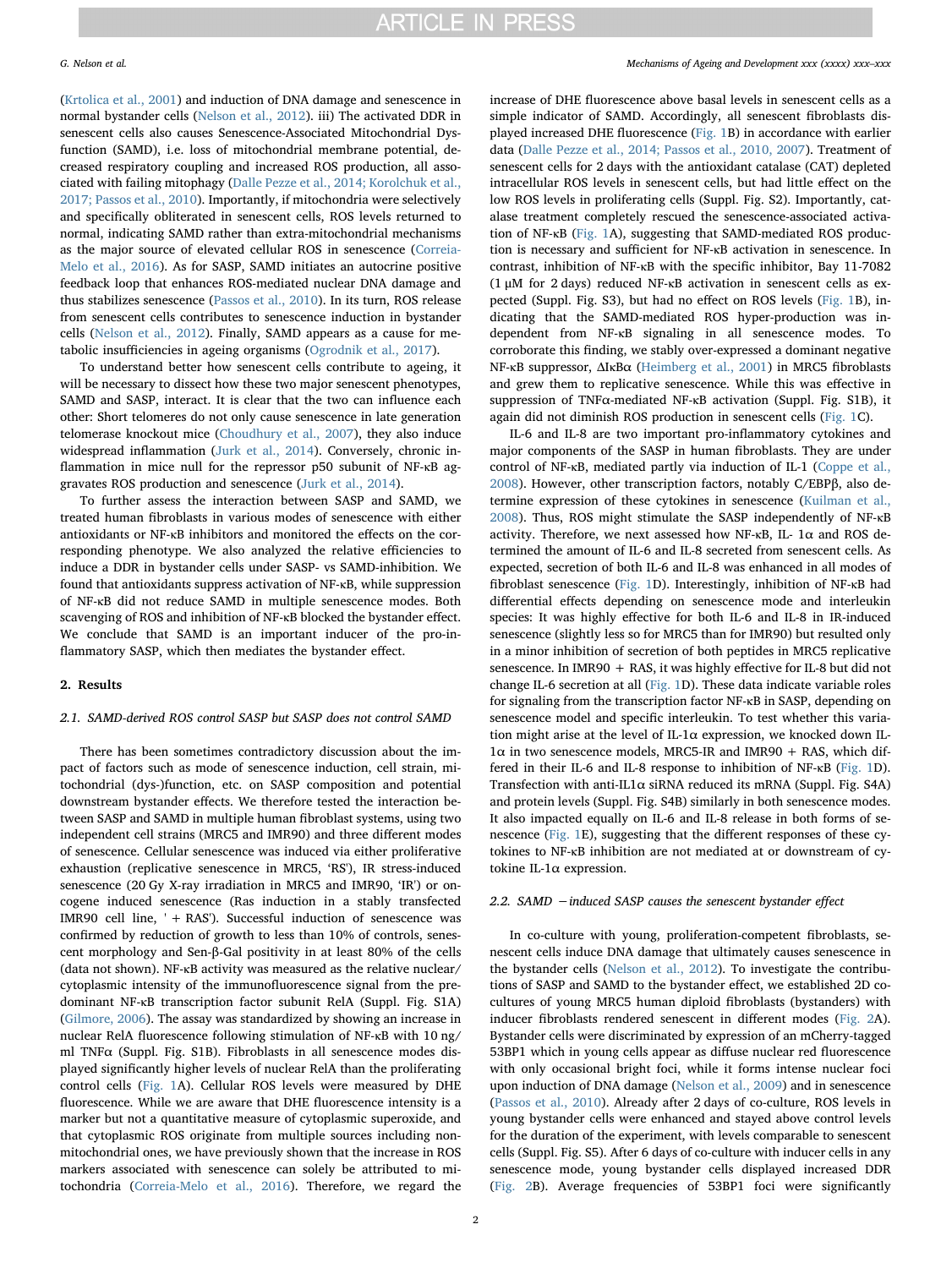(Krtolica et al., 2001) and induction of DNA damage and senescence in normal bystander cells (Nelson et al., 2012). iii) The activated DDR in senescent cells also causes Senescence-Associated Mitochondrial Dysfunction (SAMD), i.e. loss of mitochondrial membrane potential, decreased respiratory coupling and increased ROS production, all associated with failing mitophagy (Dalle Pezze et al., 2014; Korolchuk et al., 2017; Passos et al., 2010). Importantly, if mitochondria were selectively and specifically obliterated in senescent cells, ROS levels returned to normal, indicating SAMD rather than extra-mitochondrial mechanisms as the major source of elevated cellular ROS in senescence (Correia-Melo et al., 2016). As for SASP, SAMD initiates an autocrine positive feedback loop that enhances ROS-mediated nuclear DNA damage and thus stabilizes senescence (Passos et al., 2010). In its turn, ROS release from senescent cells contributes to senescence induction in bystander cells (Nelson et al., 2012). Finally, SAMD appears as a cause for metabolic insufficiencies in ageing organisms (Ogrodnik et al., 2017).

To understand better how senescent cells contribute to ageing, it will be necessary to dissect how these two major senescent phenotypes, SAMD and SASP, interact. It is clear that the two can influence each other: Short telomeres do not only cause senescence in late generation telomerase knockout mice (Choudhury et al., 2007), they also induce widespread inflammation (Jurk et al., 2014). Conversely, chronic inflammation in mice null for the repressor p50 subunit of NF-κB aggravates ROS production and senescence (Jurk et al., 2014).

To further assess the interaction between SASP and SAMD, we treated human fibroblasts in various modes of senescence with either antioxidants or NF-κB inhibitors and monitored the effects on the corresponding phenotype. We also analyzed the relative efficiencies to induce a DDR in bystander cells under SASP- vs SAMD-inhibition. We found that antioxidants suppress activation of NF-κB, while suppression of NF-κB did not reduce SAMD in multiple senescence modes. Both scavenging of ROS and inhibition of NF-κB blocked the bystander effect. We conclude that SAMD is an important inducer of the pro-inflammatory SASP, which then mediates the bystander effect.

## 2. Results

### 2.1. SAMD-derived ROS control SASP but SASP does not control SAMD

There has been sometimes contradictory discussion about the impact of factors such as mode of senescence induction, cell strain, mitochondrial (dys-)function, etc. on SASP composition and potential downstream bystander effects. We therefore tested the interaction between SASP and SAMD in multiple human fibroblast systems, using two independent cell strains (MRC5 and IMR90) and three different modes of senescence. Cellular senescence was induced via either proliferative exhaustion (replicative senescence in MRC5, 'RS'), IR stress-induced senescence (20 Gy X-ray irradiation in MRC5 and IMR90, 'IR') or oncogene induced senescence (Ras induction in a stably transfected IMR90 cell line, ' + RAS'). Successful induction of senescence was confirmed by reduction of growth to less than 10% of controls, senescent morphology and Sen-β-Gal positivity in at least 80% of the cells (data not shown). NF-κB activity was measured as the relative nuclear/cytoplasmic intensity of the immunofluorescence signal from the predominant NF-κB transcription factor subunit RelA (Suppl. Fig. S1A) (Gilmore, 2006). The assay was standardized by showing an increase in nuclear RelA fluorescence following stimulation of NF-κB with 10 ng/ml TNFα (Suppl. Fig. S1B). Fibroblasts in all senescence modes displayed significantly higher levels of nuclear RelA than the proliferating control cells (Fig. 1A). Cellular ROS levels were measured by DHE fluorescence. While we are aware that DHE fluorescence intensity is a marker but not a quantitative measure of cytoplasmic superoxide, and that cytoplasmic ROS originate from multiple sources including non-mitochondrial ones, we have previously shown that the increase in ROS markers associated with senescence can solely be attributed to mitochondria (Correia-Melo et al., 2016). Therefore, we regard the increase of DHE fluorescence above basal levels in senescent cells as a simple indicator of SAMD. Accordingly, all senescent fibroblasts displayed increased DHE fluorescence (Fig. 1B) in accordance with earlier data (Dalle Pezze et al., 2014; Passos et al., 2010, 2007). Treatment of senescent cells for 2 days with the antioxidant catalase (CAT) depleted intracellular ROS levels in senescent cells, but had little effect on the low ROS levels in proliferating cells (Suppl. Fig. S2). Importantly, catalase treatment completely rescued the senescence-associated activation of NF-κB (Fig. 1A), suggesting that SAMD-mediated ROS production is necessary and sufficient for NF-κB activation in senescence. In contrast, inhibition of NF-κB with the specific inhibitor, Bay 11-7082 (1 μM for 2 days) reduced NF-κB activation in senescent cells as expected (Suppl. Fig. S3), but had no effect on ROS levels (Fig. 1B), indicating that the SAMD-mediated ROS hyper-production was independent from NF-κB signaling in all senescence modes. To corroborate this finding, we stably over-expressed a dominant negative NF-κB suppressor, ΔIκBα (Heimberg et al., 2001) in MRC5 fibroblasts and grew them to replicative senescence. While this was effective in suppression of TNFα-mediated NF-κB activation (Suppl. Fig. S1B), it again did not diminish ROS production in senescent cells (Fig. 1C).

IL-6 and IL-8 are two important pro-inflammatory cytokines and major components of the SASP in human fibroblasts. They are under control of NF-κB, mediated partly via induction of IL-1 (Coppe et al., 2008). However, other transcription factors, notably C/EBPβ, also determine expression of these cytokines in senescence (Kuilman et al., 2008). Thus, ROS might stimulate the SASP independently of NF-κB activity. Therefore, we next assessed how NF-κB, IL- 1α and ROS determined the amount of IL-6 and IL-8 secreted from senescent cells. As expected, secretion of both IL-6 and IL-8 was enhanced in all modes of fibroblast senescence (Fig. 1D). Interestingly, inhibition of NF-κB had differential effects depending on senescence mode and interleukin species: It was highly effective for both IL-6 and IL-8 in IR-induced senescence (slightly less so for MRC5 than for IMR90) but resulted only in a minor inhibition of secretion of both peptides in MRC5 replicative senescence. In IMR90 + RAS, it was highly effective for IL-8 but did not change IL-6 secretion at all (Fig. 1D). These data indicate variable roles for signaling from the transcription factor NF-κB in SASP, depending on senescence model and specific interleukin. To test whether this variation might arise at the level of IL-1α expression, we knocked down IL-1α in two senescence models, MRC5-IR and IMR90 + RAS, which differed in their IL-6 and IL-8 response to inhibition of NF-κB (Fig. 1D). Transfection with anti-IL1α siRNA reduced its mRNA (Suppl. Fig. S4A) and protein levels (Suppl. Fig. S4B) similarly in both senescence modes. It also impacted equally on IL-6 and IL-8 release in both forms of senescence (Fig. 1E), suggesting that the different responses of these cytokines to NF-κB inhibition are not mediated at or downstream of cytokine IL-1α expression.

### 2.2. SAMD −induced SASP causes the senescent bystander effect

In co-culture with young, proliferation-competent fibroblasts, senescent cells induce DNA damage that ultimately causes senescence in the bystander cells (Nelson et al., 2012). To investigate the contributions of SASP and SAMD to the bystander effect, we established 2D co-cultures of young MRC5 human diploid fibroblasts (bystanders) with inducer fibroblasts rendered senescent in different modes (Fig. 2A). Bystander cells were discriminated by expression of an mCherry-tagged 53BP1 which in young cells appear as diffuse nuclear red fluorescence with only occasional bright foci, while it forms intense nuclear foci upon induction of DNA damage (Nelson et al., 2009) and in senescence (Passos et al., 2010). Already after 2 days of co-culture, ROS levels in young bystander cells were enhanced and stayed above control levels for the duration of the experiment, with levels comparable to senescent cells (Suppl. Fig. S5). After 6 days of co-culture with inducer cells in any senescence mode, young bystander cells displayed increased DDR (Fig. 2B). Average frequencies of 53BP1 foci were significantly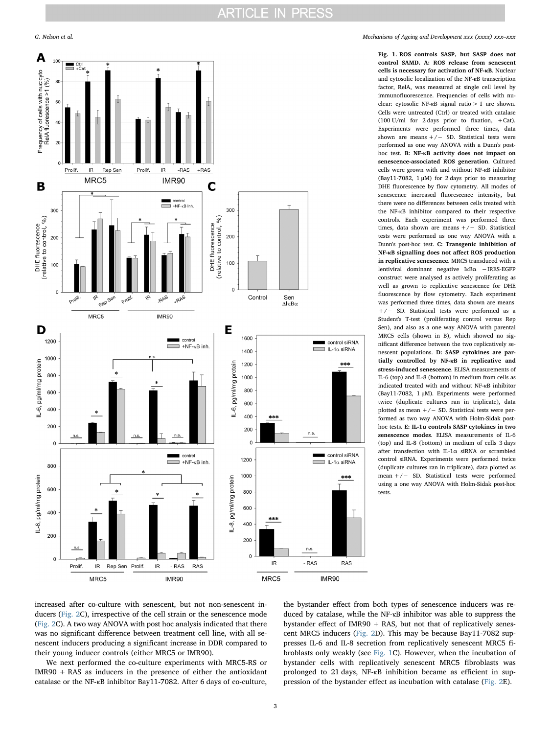A

Ctrl
+Cat

Frequency of cells with nuc:cyto RelA fluorescence >1 (%)

100
80
60
40
20
0

Prolif. IR Rep Sen Prolif. IR -RAS +RAS

MRC5 IMR90

B

control
+NF-κB Inh.

DHE fluorescence (relative to control, %)

300
200
100
0

Prolif IR Rep Sen Prolif. IR -RAS +RAS

MRC5 IMR90

C

DHE fluorescence (relative to control, %)

300
200
100
0

Control Sen ΔIκBα

D

control
+NF-κB inh.

IL-6, pg/ml/mg protein

1200
1000
800
600
400
200
0

n.s. n.s. n.s. n.s.

IL-8, pg/ml/mg protein

800
600
400
200
0

n.s.

Prolif. IR Rep Sen Prolif. IR - RAS RAS

MRC5 IMR90

E

control siRNA
IL-1α siRNA

IL-6, pg/ml/mg protein

1600
1400
1200
1000
800
600
400
200
0

*** n.s. ***

IL-8, pg/ml/mg protein

1200
1000
800
600
400
200
0

*** n.s. ***

IR - RAS RAS

MRC5 IMR90

**Fig. 1. ROS controls SASP, but SASP does not control SAMD. A: ROS release from senescent cells is necessary for activation of NF-κB**. Nuclear and cytosolic localization of the NF-κB transcription factor, RelA, was measured at single cell level by immunofluorescence. Frequencies of cells with nuclear: cytosolic NF-κB signal ratio > 1 are shown. Cells were untreated (Ctrl) or treated with catalase (100 U/ml for 2 days prior to fixation, +Cat). Experiments were performed three times, data shown are means +/− SD. Statistical tests were performed as one way ANOVA with a Dunn's post-hoc test. **B: NF-κB activity does not impact on senescence-associated ROS generation**. Cultured cells were grown with and without NF-κB inhibitor (Bay11-7082, 1 μM) for 2 days prior to measuring DHE fluorescence by flow cytometry. All modes of senescence increased fluorescence intensity, but there were no differences between cells treated with the NF-κB inhibitor compared to their respective controls. Each experiment was performed three times, data shown are means +/− SD. Statistical tests were performed as one way ANOVA with a Dunn's post-hoc test. **C: Transgenic inhibition of NF-κB signalling does not affect ROS production in replicative senescence**. MRC5 transduced with a lentiviral dominant negative IκBα −IRES-EGFP construct were analysed as actively proliferating as well as grown to replicative senescence for DHE fluorescence by flow cytometry. Each experiment was performed three times, data shown are means +/− SD. Statistical tests were performed as a Student's T-test (proliferating control versus Rep Sen), and also as a one way ANOVA with parental MRC5 cells (shown in B), which showed no significant difference between the two replicatively senescent populations. **D: SASP cytokines are partially controlled by NF-κB in replicative and stress-induced senescence**. ELISA measurements of IL-6 (top) and IL-8 (bottom) in medium from cells as indicated treated with and without NF-κB inhibitor (Bay11-7082, 1 μM). Experiments were performed twice (duplicate cultures ran in triplicate), data plotted as mean +/− SD. Statistical tests were performed as two way ANOVA with Holm-Sidak post-hoc tests. **E: IL-1α controls SASP cytokines in two senescence modes**. ELISA measurements of IL-6 (top) and IL-8 (bottom) in medium of cells 3 days after transfection with IL-1α siRNA or scrambled control siRNA. Experiments were performed twice (duplicate cultures ran in triplicate), data plotted as mean +/− SD. Statistical tests were performed using a one way ANOVA with Holm-Sidak post-hoc tests.

increased after co-culture with senescent, but not non-senescent inducers (Fig. 2C), irrespective of the cell strain or the senescence mode (Fig. 2C). A two way ANOVA with post hoc analysis indicated that there was no significant difference between treatment cell line, with all senescent inducers producing a significant increase in DDR compared to their young inducer controls (either MRC5 or IMR90).

We next performed the co-culture experiments with MRC5-RS or IMR90 + RAS as inducers in the presence of either the antioxidant catalase or the NF-κB inhibitor Bay11-7082. After 6 days of co-culture, the bystander effect from both types of senescence inducers was reduced by catalase, while the NF-κB inhibitor was able to suppress the bystander effect of IMR90 + RAS, but not that of replicatively senescent MRC5 inducers (Fig. 2D). This may be because Bay11-7082 suppresses IL-6 and IL-8 secretion from replicatively senescent MRC5 fibroblasts only weakly (see Fig. 1C). However, when the incubation of bystander cells with replicatively senescent MRC5 fibroblasts was prolonged to 21 days, NF-κB inhibition became as efficient in suppression of the bystander effect as incubation with catalase (Fig. 2E).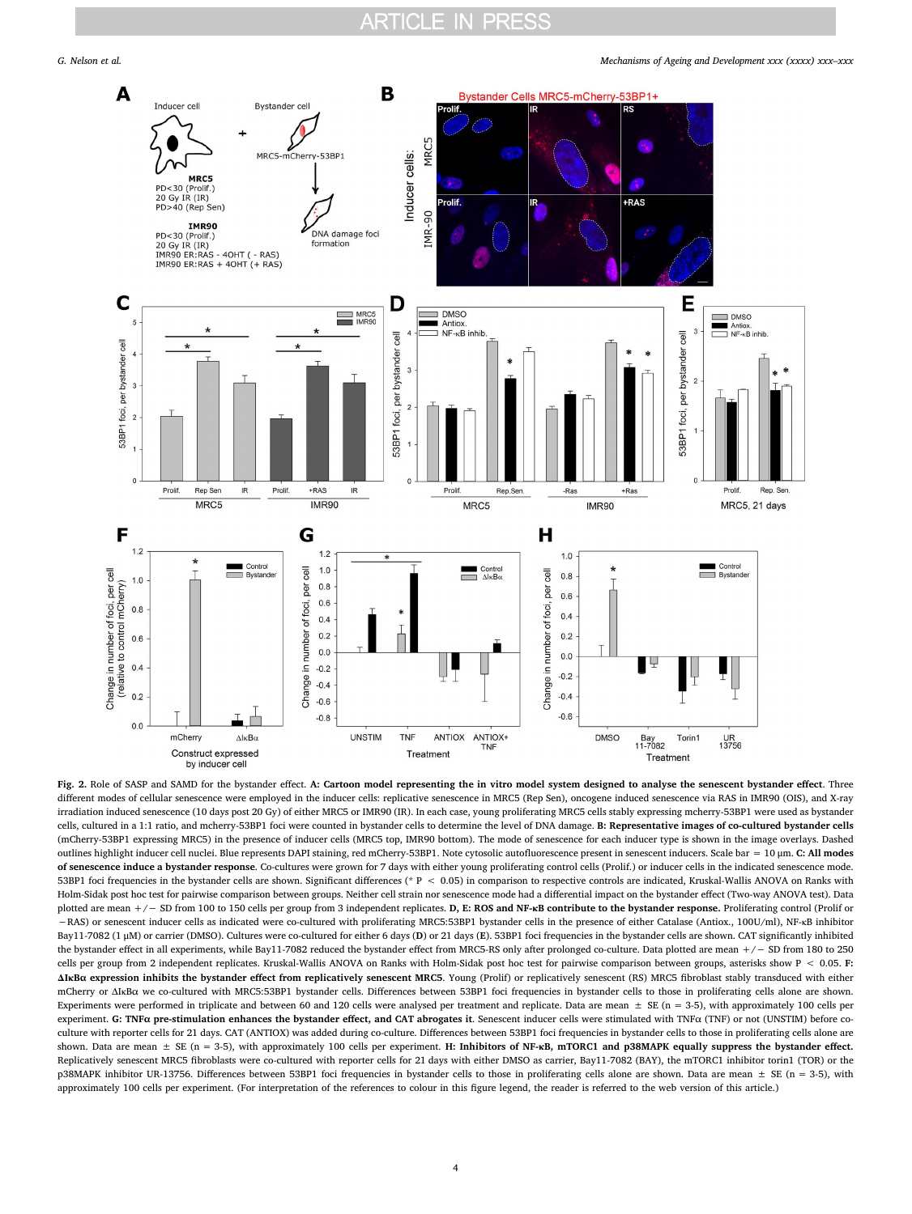A

Inducer cell

Bystander cell

MRC5
PD<30 (Prolif.)
20 Gy IR (IR)
PD>40 (Rep Sen)

IMR90
PD<30 (Prolif.)
20 Gy IR (IR)
IMR90 ER:RAS - 4OHT ( - RAS)
IMR90 ER:RAS + 4OHT (+ RAS)

MRC5-mCherry-53BP1

DNA damage foci formation

B

Bystander Cells MRC5-mCherry-53BP1+

Inducer cells: MRC5 IMR-90

Prolif. IR RS

Prolif. IR +RAS

C

53BP1 foci, per bystander cell

MRC5 IMR90

Prolif. Rep Sen IR Prolif. +RAS IR

MRC5 IMR90

D

DMSO Antiox. NF-κB inhib.

53BP1 foci, per bystander cell

Prolif. Rep.Sen. -Ras +Ras

MRC5 IMR90

E

DMSO Antiox. NF-κB inhib.

53BP1 foci, per bystander cell

Prolif. Rep. Sen.

MRC5, 21 days

F

Change in number of foci, per cell (relative to control mCherry)

Control Bystander

mCherry ΔIκBα

Construct expressed by inducer cell

G

Change in number of foci, per cell

Control ΔIκBα

UNSTIM TNF ANTIOX ANTIOX+ TNF

Treatment

H

Change in number of foci, per cell

Control Bystander

DMSO Bay 11-7082 Torin1 UR 13756

Treatment

**Fig. 2.** Role of SASP and SAMD for the bystander effect. **A: Cartoon model representing the in vitro model system designed to analyse the senescent bystander effect**. Three different modes of cellular senescence were employed in the inducer cells: replicative senescence in MRC5 (Rep Sen), oncogene induced senescence via RAS in IMR90 (OIS), and X-ray irradiation induced senescence (10 days post 20 Gy) of either MRC5 or IMR90 (IR). In each case, young proliferating MRC5 cells stably expressing mcherry-53BP1 were used as bystander cells, cultured in a 1:1 ratio, and mcherry-53BP1 foci were counted in bystander cells to determine the level of DNA damage. **B: Representative images of co-cultured bystander cells** (mCherry-53BP1 expressing MRC5) in the presence of inducer cells (MRC5 top, IMR90 bottom). The mode of senescence for each inducer type is shown in the image overlays. Dashed outlines highlight inducer cell nuclei. Blue represents DAPI staining, red mCherry-53BP1. Note cytosolic autofluorescence present in senescent inducers. Scale bar = 10 μm. **C: All modes of senescence induce a bystander response**. Co-cultures were grown for 7 days with either young proliferating control cells (Prolif.) or inducer cells in the indicated senescence mode. 53BP1 foci frequencies in the bystander cells are shown. Significant differences (* $P < 0.05$) in comparison to respective controls are indicated, Kruskal-Wallis ANOVA on Ranks with Holm-Sidak post hoc test for pairwise comparison between groups. Neither cell strain nor senescence mode had a differential impact on the bystander effect (Two-way ANOVA test). Data plotted are mean +/− SD from 100 to 150 cells per group from 3 independent replicates. **D, E: ROS and NF-κB contribute to the bystander response.** Proliferating control (Prolif or −RAS) or senescent inducer cells as indicated were co-cultured with proliferating MRC5:53BP1 bystander cells in the presence of either Catalase (Antiox., 100U/ml), NF-κB inhibitor Bay11-7082 (1 μM) or carrier (DMSO). Cultures were co-cultured for either 6 days (**D**) or 21 days (**E**). 53BP1 foci frequencies in the bystander cells are shown. CAT significantly inhibited the bystander effect in all experiments, while Bay11-7082 reduced the bystander effect from MRC5-RS only after prolonged co-culture. Data plotted are mean +/− SD from 180 to 250 cells per group from 2 independent replicates. Kruskal-Wallis ANOVA on Ranks with Holm-Sidak post hoc test for pairwise comparison between groups, asterisks show $P < 0.05$. **F: ΔIκBα expression inhibits the bystander effect from replicatively senescent MRC5**. Young (Prolif) or replicatively senescent (RS) MRC5 fibroblast stably transduced with either mCherry or ΔIκBα we co-cultured with MRC5:53BP1 bystander cells. Differences between 53BP1 foci frequencies in bystander cells to those in proliferating cells alone are shown. Experiments were performed in triplicate and between 60 and 120 cells were analysed per treatment and replicate. Data are mean ± SE (n = 3-5), with approximately 100 cells per experiment. **G: TNFα pre-stimulation enhances the bystander effect, and CAT abrogates it**. Senescent inducer cells were stimulated with TNFα (TNF) or not (UNSTIM) before co-culture with reporter cells for 21 days. CAT (ANTIOX) was added during co-culture. Differences between 53BP1 foci frequencies in bystander cells to those in proliferating cells alone are shown. Data are mean ± SE (n = 3-5), with approximately 100 cells per experiment. **H: Inhibitors of NF-κB, mTORC1 and p38MAPK equally suppress the bystander effect.** Replicatively senescent MRC5 fibroblasts were co-cultured with reporter cells for 21 days with either DMSO as carrier, Bay11-7082 (BAY), the mTORC1 inhibitor torin1 (TOR) or the p38MAPK inhibitor UR-13756. Differences between 53BP1 foci frequencies in bystander cells to those in proliferating cells alone are shown. Data are mean ± SE (n = 3-5), with approximately 100 cells per experiment. (For interpretation of the references to colour in this figure legend, the reader is referred to the web version of this article.)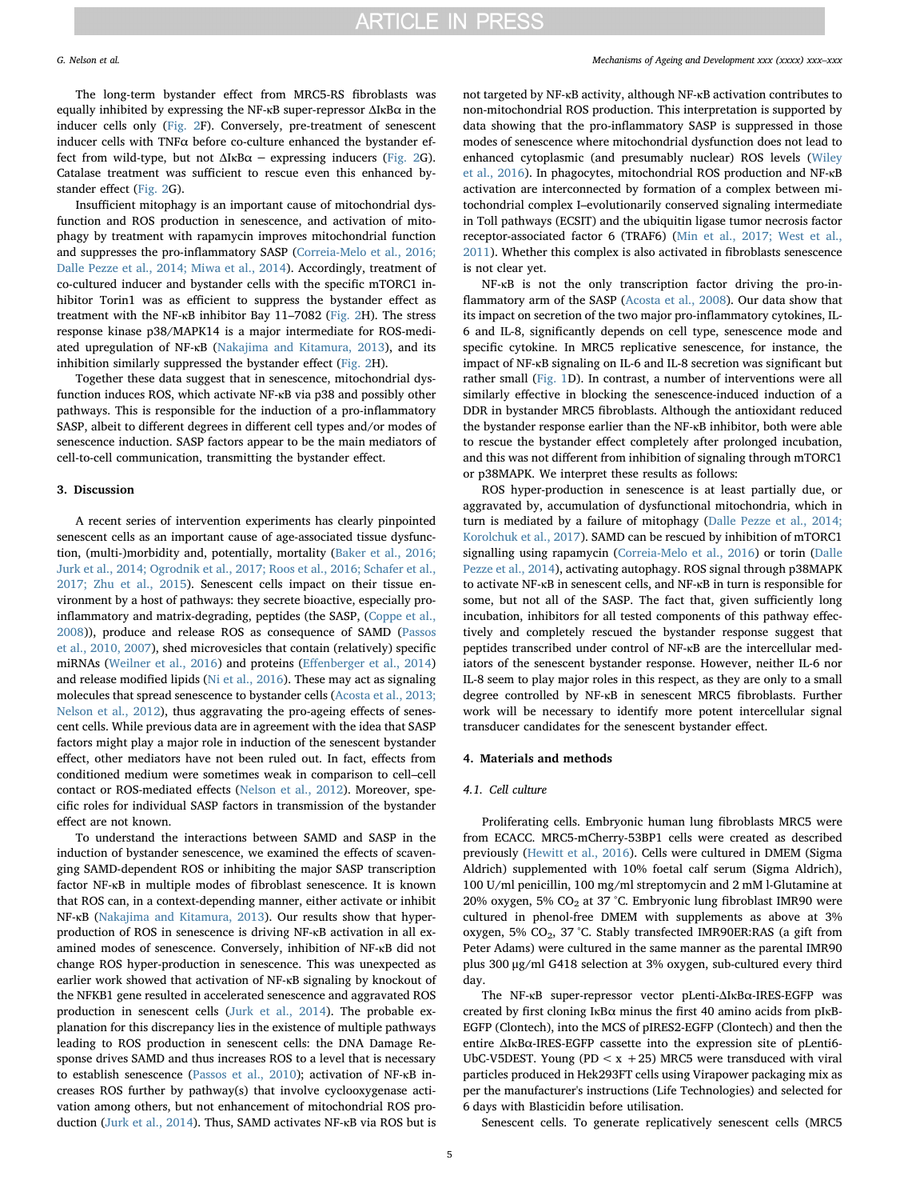The long-term bystander effect from MRC5-RS fibroblasts was equally inhibited by expressing the NF-κB super-repressor ΔIκBα in the inducer cells only (Fig. 2F). Conversely, pre-treatment of senescent inducer cells with TNFα before co-culture enhanced the bystander effect from wild-type, but not ΔIκBα − expressing inducers (Fig. 2G). Catalase treatment was sufficient to rescue even this enhanced bystander effect (Fig. 2G).

Insufficient mitophagy is an important cause of mitochondrial dysfunction and ROS production in senescence, and activation of mitophagy by treatment with rapamycin improves mitochondrial function and suppresses the pro-inflammatory SASP (Correia-Melo et al., 2016; Dalle Pezze et al., 2014; Miwa et al., 2014). Accordingly, treatment of co-cultured inducer and bystander cells with the specific mTORC1 inhibitor Torin1 was as efficient to suppress the bystander effect as treatment with the NF-κB inhibitor Bay 11–7082 (Fig. 2H). The stress response kinase p38/MAPK14 is a major intermediate for ROS-mediated upregulation of NF-κB (Nakajima and Kitamura, 2013), and its inhibition similarly suppressed the bystander effect (Fig. 2H).

Together these data suggest that in senescence, mitochondrial dysfunction induces ROS, which activate NF-κB via p38 and possibly other pathways. This is responsible for the induction of a pro-inflammatory SASP, albeit to different degrees in different cell types and/or modes of senescence induction. SASP factors appear to be the main mediators of cell-to-cell communication, transmitting the bystander effect.

## 3. Discussion

A recent series of intervention experiments has clearly pinpointed senescent cells as an important cause of age-associated tissue dysfunction, (multi-)morbidity and, potentially, mortality (Baker et al., 2016; Jurk et al., 2014; Ogrodnik et al., 2017; Roos et al., 2016; Schafer et al., 2017; Zhu et al., 2015). Senescent cells impact on their tissue environment by a host of pathways: they secrete bioactive, especially pro-inflammatory and matrix-degrading, peptides (the SASP, (Coppe et al., 2008)), produce and release ROS as consequence of SAMD (Passos et al., 2010, 2007), shed microvesicles that contain (relatively) specific miRNAs (Weilner et al., 2016) and proteins (Effenberger et al., 2014) and release modified lipids (Ni et al., 2016). These may act as signaling molecules that spread senescence to bystander cells (Acosta et al., 2013; Nelson et al., 2012), thus aggravating the pro-ageing effects of senescent cells. While previous data are in agreement with the idea that SASP factors might play a major role in induction of the senescent bystander effect, other mediators have not been ruled out. In fact, effects from conditioned medium were sometimes weak in comparison to cell–cell contact or ROS-mediated effects (Nelson et al., 2012). Moreover, specific roles for individual SASP factors in transmission of the bystander effect are not known.

To understand the interactions between SAMD and SASP in the induction of bystander senescence, we examined the effects of scavenging SAMD-dependent ROS or inhibiting the major SASP transcription factor NF-κB in multiple modes of fibroblast senescence. It is known that ROS can, in a context-depending manner, either activate or inhibit NF-κB (Nakajima and Kitamura, 2013). Our results show that hyperproduction of ROS in senescence is driving NF-κB activation in all examined modes of senescence. Conversely, inhibition of NF-κB did not change ROS hyper-production in senescence. This was unexpected as earlier work showed that activation of NF-κB signaling by knockout of the NFKB1 gene resulted in accelerated senescence and aggravated ROS production in senescent cells (Jurk et al., 2014). The probable explanation for this discrepancy lies in the existence of multiple pathways leading to ROS production in senescent cells: the DNA Damage Response drives SAMD and thus increases ROS to a level that is necessary to establish senescence (Passos et al., 2010); activation of NF-κB increases ROS further by pathway(s) that involve cyclooxygenase activation among others, but not enhancement of mitochondrial ROS production (Jurk et al., 2014). Thus, SAMD activates NF-κB via ROS but is not targeted by NF-κB activity, although NF-κB activation contributes to non-mitochondrial ROS production. This interpretation is supported by data showing that the pro-inflammatory SASP is suppressed in those modes of senescence where mitochondrial dysfunction does not lead to enhanced cytoplasmic (and presumably nuclear) ROS levels (Wiley et al., 2016). In phagocytes, mitochondrial ROS production and NF-κB activation are interconnected by formation of a complex between mitochondrial complex I–evolutionarily conserved signaling intermediate in Toll pathways (ECSIT) and the ubiquitin ligase tumor necrosis factor receptor-associated factor 6 (TRAF6) (Min et al., 2017; West et al., 2011). Whether this complex is also activated in fibroblasts senescence is not clear yet.

NF-κB is not the only transcription factor driving the pro-inflammatory arm of the SASP (Acosta et al., 2008). Our data show that its impact on secretion of the two major pro-inflammatory cytokines, IL-6 and IL-8, significantly depends on cell type, senescence mode and specific cytokine. In MRC5 replicative senescence, for instance, the impact of NF-κB signaling on IL-6 and IL-8 secretion was significant but rather small (Fig. 1D). In contrast, a number of interventions were all similarly effective in blocking the senescence-induced induction of a DDR in bystander MRC5 fibroblasts. Although the antioxidant reduced the bystander response earlier than the NF-κB inhibitor, both were able to rescue the bystander effect completely after prolonged incubation, and this was not different from inhibition of signaling through mTORC1 or p38MAPK. We interpret these results as follows:

ROS hyper-production in senescence is at least partially due, or aggravated by, accumulation of dysfunctional mitochondria, which in turn is mediated by a failure of mitophagy (Dalle Pezze et al., 2014; Korolchuk et al., 2017). SAMD can be rescued by inhibition of mTORC1 signalling using rapamycin (Correia-Melo et al., 2016) or torin (Dalle Pezze et al., 2014), activating autophagy. ROS signal through p38MAPK to activate NF-κB in senescent cells, and NF-κB in turn is responsible for some, but not all of the SASP. The fact that, given sufficiently long incubation, inhibitors for all tested components of this pathway effectively and completely rescued the bystander response suggest that peptides transcribed under control of NF-κB are the intercellular mediators of the senescent bystander response. However, neither IL-6 nor IL-8 seem to play major roles in this respect, as they are only to a small degree controlled by NF-κB in senescent MRC5 fibroblasts. Further work will be necessary to identify more potent intercellular signal transducer candidates for the senescent bystander effect.

## 4. Materials and methods

### 4.1. Cell culture

Proliferating cells. Embryonic human lung fibroblasts MRC5 were from ECACC. MRC5-mCherry-53BP1 cells were created as described previously (Hewitt et al., 2016). Cells were cultured in DMEM (Sigma Aldrich) supplemented with 10% foetal calf serum (Sigma Aldrich), 100 U/ml penicillin, 100 mg/ml streptomycin and 2 mM l-Glutamine at 20% oxygen, 5% $CO_2$ at 37 °C. Embryonic lung fibroblast IMR90 were cultured in phenol-free DMEM with supplements as above at 3% oxygen, 5% $CO_2$, 37 °C. Stably transfected IMR90ER:RAS (a gift from Peter Adams) were cultured in the same manner as the parental IMR90 plus 300 μg/ml G418 selection at 3% oxygen, sub-cultured every third day.

The NF-κB super-repressor vector pLenti-ΔIκBα-IRES-EGFP was created by first cloning IκBα minus the first 40 amino acids from pIκB-EGFP (Clontech), into the MCS of pIRES2-EGFP (Clontech) and then the entire ΔIκBα-IRES-EGFP cassette into the expression site of pLenti6-UbC-V5DEST. Young (PD < x +25) MRC5 were transduced with viral particles produced in Hek293FT cells using Virapower packaging mix as per the manufacturer's instructions (Life Technologies) and selected for 6 days with Blasticidin before utilisation.

Senescent cells. To generate replicatively senescent cells (MRC5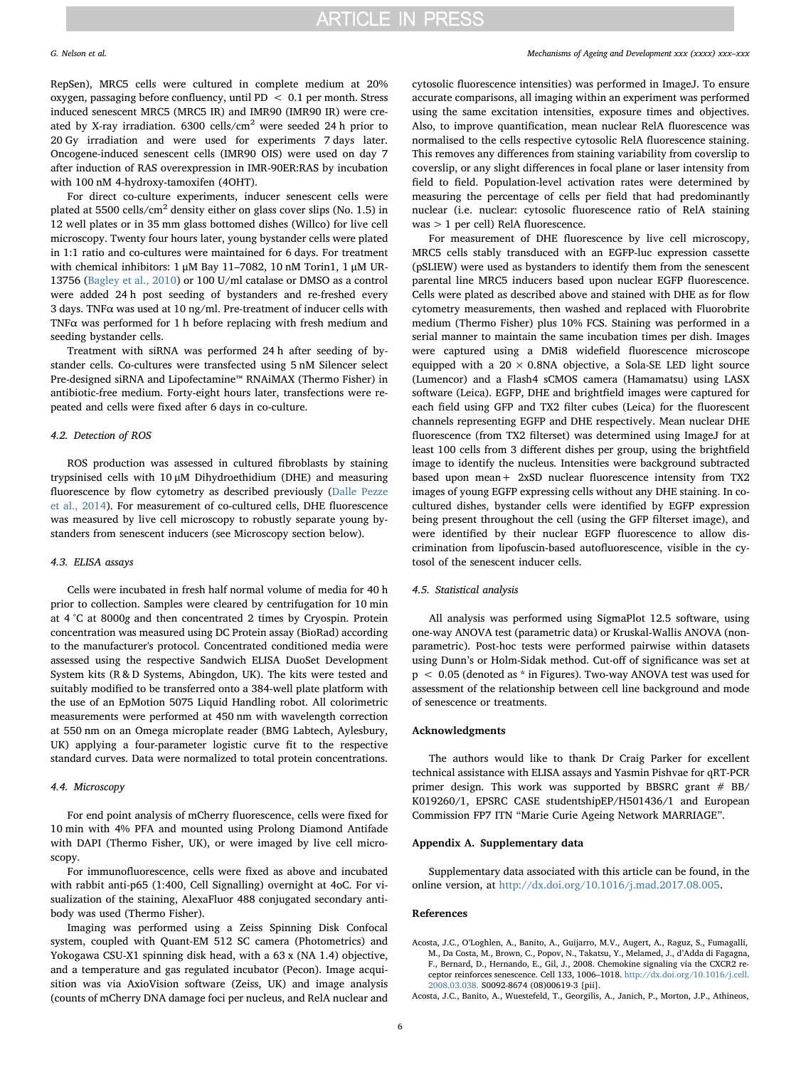RepSen), MRC5 cells were cultured in complete medium at 20% oxygen, passaging before confluency, until PD < 0.1 per month. Stress induced senescent MRC5 (MRC5 IR) and IMR90 (IMR90 IR) were created by X-ray irradiation. 6300 cells/cm$^2$ were seeded 24 h prior to 20 Gy irradiation and were used for experiments 7 days later. Oncogene-induced senescent cells (IMR90 OIS) were used on day 7 after induction of RAS overexpression in IMR-90ER:RAS by incubation with 100 nM 4-hydroxy-tamoxifen (4OHT).

For direct co-culture experiments, inducer senescent cells were plated at 5500 cells/cm$^2$ density either on glass cover slips (No. 1.5) in 12 well plates or in 35 mm glass bottomed dishes (Willco) for live cell microscopy. Twenty four hours later, young bystander cells were plated in 1:1 ratio and co-cultures were maintained for 6 days. For treatment with chemical inhibitors: 1 μM Bay 11–7082, 10 nM Torin1, 1 μM UR-13756 (Bagley et al., 2010) or 100 U/ml catalase or DMSO as a control were added 24 h post seeding of bystanders and re-freshed every 3 days. TNFα was used at 10 ng/ml. Pre-treatment of inducer cells with TNFα was performed for 1 h before replacing with fresh medium and seeding bystander cells.

Treatment with siRNA was performed 24 h after seeding of bystander cells. Co-cultures were transfected using 5 nM Silencer select Pre-designed siRNA and Lipofectamine™ RNAiMAX (Thermo Fisher) in antibiotic-free medium. Forty-eight hours later, transfections were repeated and cells were fixed after 6 days in co-culture.

### 4.2. Detection of ROS

ROS production was assessed in cultured fibroblasts by staining trypsinised cells with 10 μM Dihydroethidium (DHE) and measuring fluorescence by flow cytometry as described previously (Dalle Pezze et al., 2014). For measurement of co-cultured cells, DHE fluorescence was measured by live cell microscopy to robustly separate young bystanders from senescent inducers (see Microscopy section below).

### 4.3. ELISA assays

Cells were incubated in fresh half normal volume of media for 40 h prior to collection. Samples were cleared by centrifugation for 10 min at 4 °C at 8000*g* and then concentrated 2 times by Cryospin. Protein concentration was measured using DC Protein assay (BioRad) according to the manufacturer's protocol. Concentrated conditioned media were assessed using the respective Sandwich ELISA DuoSet Development System kits (R & D Systems, Abingdon, UK). The kits were tested and suitably modified to be transferred onto a 384-well plate platform with the use of an EpMotion 5075 Liquid Handling robot. All colorimetric measurements were performed at 450 nm with wavelength correction at 550 nm on an Omega microplate reader (BMG Labtech, Aylesbury, UK) applying a four-parameter logistic curve fit to the respective standard curves. Data were normalized to total protein concentrations.

### 4.4. Microscopy

For end point analysis of mCherry fluorescence, cells were fixed for 10 min with 4% PFA and mounted using Prolong Diamond Antifade with DAPI (Thermo Fisher, UK), or were imaged by live cell microscopy.

For immunofluorescence, cells were fixed as above and incubated with rabbit anti-p65 (1:400, Cell Signalling) overnight at 4oC. For visualization of the staining, AlexaFluor 488 conjugated secondary antibody was used (Thermo Fisher).

Imaging was performed using a Zeiss Spinning Disk Confocal system, coupled with Quant-EM 512 SC camera (Photometrics) and Yokogawa CSU-X1 spinning disk head, with a 63 x (NA 1.4) objective, and a temperature and gas regulated incubator (Pecon). Image acquisition was via AxioVision software (Zeiss, UK) and image analysis (counts of mCherry DNA damage foci per nucleus, and RelA nuclear and cytosolic fluorescence intensities) was performed in ImageJ. To ensure accurate comparisons, all imaging within an experiment was performed using the same excitation intensities, exposure times and objectives. Also, to improve quantification, mean nuclear RelA fluorescence was normalised to the cells respective cytosolic RelA fluorescence staining. This removes any differences from staining variability from coverslip to coverslip, or any slight differences in focal plane or laser intensity from field to field. Population-level activation rates were determined by measuring the percentage of cells per field that had predominantly nuclear (i.e. nuclear: cytosolic fluorescence ratio of RelA staining was > 1 per cell) RelA fluorescence.

For measurement of DHE fluorescence by live cell microscopy, MRC5 cells stably transduced with an EGFP-luc expression cassette (pSLIEW) were used as bystanders to identify them from the senescent parental line MRC5 inducers based upon nuclear EGFP fluorescence. Cells were plated as described above and stained with DHE as for flow cytometry measurements, then washed and replaced with Fluorobrite medium (Thermo Fisher) plus 10% FCS. Staining was performed in a serial manner to maintain the same incubation times per dish. Images were captured using a DMi8 widefield fluorescence microscope equipped with a 20 × 0.8NA objective, a Sola-SE LED light source (Lumencor) and a Flash4 sCMOS camera (Hamamatsu) using LASX software (Leica). EGFP, DHE and brightfield images were captured for each field using GFP and TX2 filter cubes (Leica) for the fluorescent channels representing EGFP and DHE respectively. Mean nuclear DHE fluorescence (from TX2 filterset) was determined using ImageJ for at least 100 cells from 3 different dishes per group, using the brightfield image to identify the nucleus. Intensities were background subtracted based upon mean + 2xSD nuclear fluorescence intensity from TX2 images of young EGFP expressing cells without any DHE staining. In co-cultured dishes, bystander cells were identified by EGFP expression being present throughout the cell (using the GFP filterset image), and were identified by their nuclear EGFP fluorescence to allow discrimination from lipofuscin-based autofluorescence, visible in the cytosol of the senescent inducer cells.

### 4.5. Statistical analysis

All analysis was performed using SigmaPlot 12.5 software, using one-way ANOVA test (parametric data) or Kruskal-Wallis ANOVA (non-parametric). Post-hoc tests were performed pairwise within datasets using Dunn's or Holm-Sidak method. Cut-off of significance was set at $p < 0.05$ (denoted as * in Figures). Two-way ANOVA test was used for assessment of the relationship between cell line background and mode of senescence or treatments.

## Acknowledgments

The authors would like to thank Dr Craig Parker for excellent technical assistance with ELISA assays and Yasmin Pishvae for qRT-PCR primer design. This work was supported by BBSRC grant # BB/K019260/1, EPSRC CASE studentshipEP/H501436/1 and European Commission FP7 ITN "Marie Curie Ageing Network MARRIAGE".

## Appendix A. Supplementary data

Supplementary data associated with this article can be found, in the online version, at http://dx.doi.org/10.1016/j.mad.2017.08.005.

## References

Acosta, J.C., O'Loghlen, A., Banito, A., Guijarro, M.V., Augert, A., Raguz, S., Fumagalli, M., Da Costa, M., Brown, C., Popov, N., Takatsu, Y., Melamed, J., d'Adda di Fagagna, F., Bernard, D., Hernando, E., Gil, J., 2008. Chemokine signaling via the CXCR2 receptor reinforces senescence. Cell 133, 1006–1018. http://dx.doi.org/10.1016/j.cell.2008.03.038. S0092-8674 (08)00619-3 [pii].

Acosta, J.C., Banito, A., Wuestefeld, T., Georgilis, A., Janich, P., Morton, J.P., Athineos,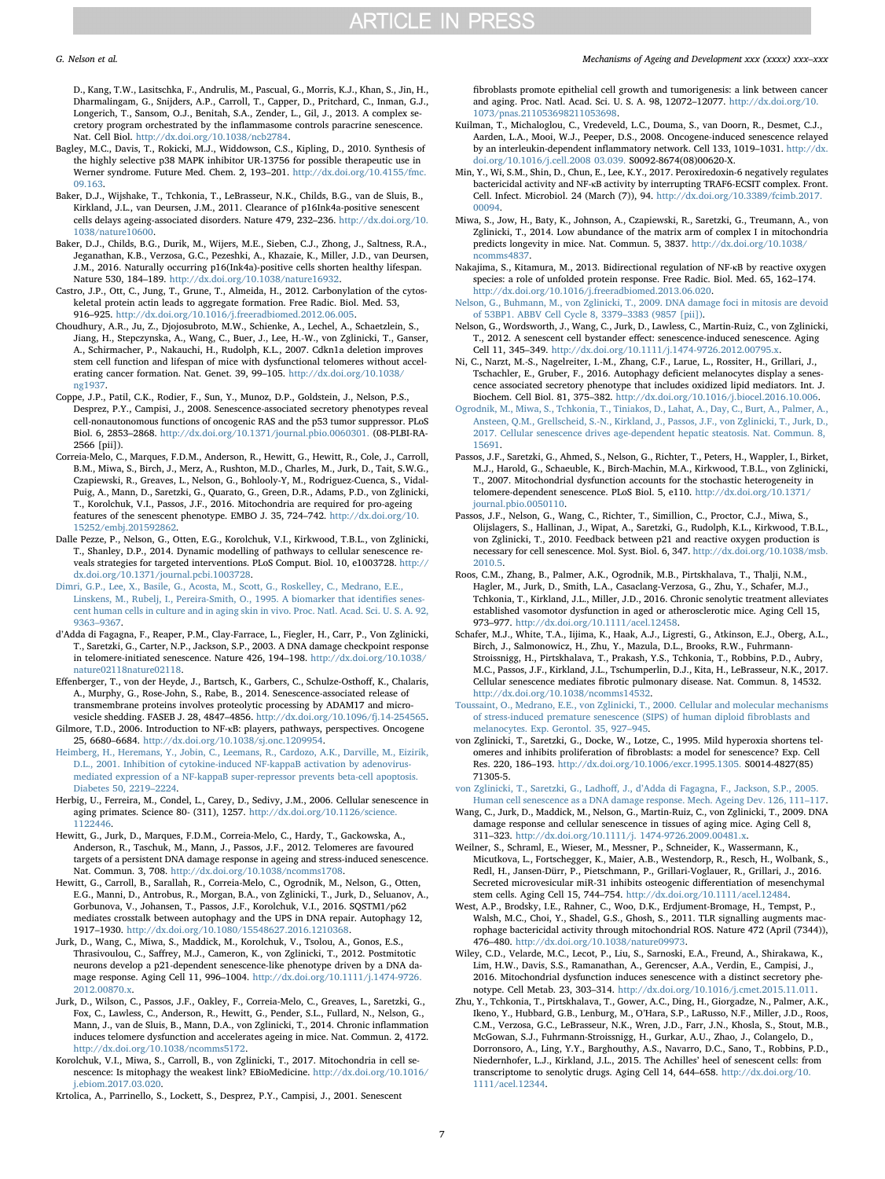D., Kang, T.W., Lasitschka, F., Andrulis, M., Pascual, G., Morris, K.J., Khan, S., Jin, H., Dharmalingam, G., Snijders, A.P., Carroll, T., Capper, D., Pritchard, C., Inman, G.J., Longerich, T., Sansom, O.J., Benitah, S.A., Zender, L., Gil, J., 2013. A complex secretory program orchestrated by the inflammasome controls paracrine senescence. Nat. Cell Biol. http://dx.doi.org/10.1038/ncb2784.

Bagley, M.C., Davis, T., Rokicki, M.J., Widdowson, C.S., Kipling, D., 2010. Synthesis of the highly selective p38 MAPK inhibitor UR-13756 for possible therapeutic use in Werner syndrome. Future Med. Chem. 2, 193–201. http://dx.doi.org/10.4155/fmc.09.163.

Baker, D.J., Wijshake, T., Tchkonia, T., LeBrasseur, N.K., Childs, B.G., van de Sluis, B., Kirkland, J.L., van Deursen, J.M., 2011. Clearance of p16Ink4a-positive senescent cells delays ageing-associated disorders. Nature 479, 232–236. http://dx.doi.org/10.1038/nature10600.

Baker, D.J., Childs, B.G., Durik, M., Wijers, M.E., Sieben, C.J., Zhong, J., Saltness, R.A., Jeganathan, K.B., Verzosa, G.C., Pezeshki, A., Khazaie, K., Miller, J.D., van Deursen, J.M., 2016. Naturally occurring p16(Ink4a)-positive cells shorten healthy lifespan. Nature 530, 184–189. http://dx.doi.org/10.1038/nature16932.

Castro, J.P., Ott, C., Jung, T., Grune, T., Almeida, H., 2012. Carbonylation of the cytoskeletal protein actin leads to aggregate formation. Free Radic. Biol. Med. 53, 916–925. http://dx.doi.org/10.1016/j.freeradbiomed.2012.06.005.

Choudhury, A.R., Ju, Z., Djojosubroto, M.W., Schienke, A., Lechel, A., Schaetzlein, S., Jiang, H., Stepczynska, A., Wang, C., Buer, J., Lee, H.-W., von Zglinicki, T., Ganser, A., Schirmacher, P., Nakauchi, H., Rudolph, K.L., 2007. Cdkn1a deletion improves stem cell function and lifespan of mice with dysfunctional telomeres without accelerating cancer formation. Nat. Genet. 39, 99–105. http://dx.doi.org/10.1038/ng1937.

Coppe, J.P., Patil, C.K., Rodier, F., Sun, Y., Munoz, D.P., Goldstein, J., Nelson, P.S., Desprez, P.Y., Campisi, J., 2008. Senescence-associated secretory phenotypes reveal cell-nonautonomous functions of oncogenic RAS and the p53 tumor suppressor. PLoS Biol. 6, 2853–2868. http://dx.doi.org/10.1371/journal.pbio.0060301. (08-PLBI-RA-2566 [pii]).

Correia-Melo, C., Marques, F.D.M., Anderson, R., Hewitt, G., Hewitt, R., Cole, J., Carroll, B.M., Miwa, S., Birch, J., Merz, A., Rushton, M.D., Charles, M., Jurk, D., Tait, S.W.G., Czapiewski, R., Greaves, L., Nelson, G., Bohlooly-Y, M., Rodriguez-Cuenca, S., Vidal-Puig, A., Mann, D., Saretzki, G., Quarato, G., Green, D.R., Adams, P.D., von Zglinicki, T., Korolchuk, V.I., Passos, J.F., 2016. Mitochondria are required for pro-ageing features of the senescent phenotype. EMBO J. 35, 724–742. http://dx.doi.org/10.15252/embj.201592862.

Dalle Pezze, P., Nelson, G., Otten, E.G., Korolchuk, V.I., Kirkwood, T.B.L., von Zglinicki, T., Shanley, D.P., 2014. Dynamic modelling of pathways to cellular senescence reveals strategies for targeted interventions. PLoS Comput. Biol. 10, e1003728. http://dx.doi.org/10.1371/journal.pcbi.1003728.

Dimri, G.P., Lee, X., Basile, G., Acosta, M., Scott, G., Roskelley, C., Medrano, E.E., Linskens, M., Rubelj, I., Pereira-Smith, O., 1995. A biomarker that identifies senescent human cells in culture and in aging skin in vivo. Proc. Natl. Acad. Sci. U. S. A. 92, 9363–9367.

d'Adda di Fagagna, F., Reaper, P.M., Clay-Farrace, L., Fiegler, H., Carr, P., Von Zglinicki, T., Saretzki, G., Carter, N.P., Jackson, S.P., 2003. A DNA damage checkpoint response in telomere-initiated senescence. Nature 426, 194–198. http://dx.doi.org/10.1038/nature02118nature02118.

Effenberger, T., von der Heyde, J., Bartsch, K., Garbers, C., Schulze-Osthoff, K., Chalaris, A., Murphy, G., Rose-John, S., Rabe, B., 2014. Senescence-associated release of transmembrane proteins involves proteolytic processing by ADAM17 and microvesicle shedding. FASEB J. 28, 4847–4856. http://dx.doi.org/10.1096/fj.14-254565.

Gilmore, T.D., 2006. Introduction to NF-κB: players, pathways, perspectives. Oncogene 25, 6680–6684. http://dx.doi.org/10.1038/sj.onc.1209954.

Heimberg, H., Heremans, Y., Jobin, C., Leemans, R., Cardozo, A.K., Darville, M., Eizirik, D.L., 2001. Inhibition of cytokine-induced NF-kappaB activation by adenovirus-mediated expression of a NF-kappaB super-repressor prevents beta-cell apoptosis. Diabetes 50, 2219–2224.

Herbig, U., Ferreira, M., Condel, L., Carey, D., Sedivy, J.M., 2006. Cellular senescence in aging primates. Science 80- (311), 1257. http://dx.doi.org/10.1126/science.1122446.

Hewitt, G., Jurk, D., Marques, F.D.M., Correia-Melo, C., Hardy, T., Gackowska, A., Anderson, R., Taschuk, M., Mann, J., Passos, J.F., 2012. Telomeres are favoured targets of a persistent DNA damage response in ageing and stress-induced senescence. Nat. Commun. 3, 708. http://dx.doi.org/10.1038/ncomms1708.

Hewitt, G., Carroll, B., Sarallah, R., Correia-Melo, C., Ogrodnik, M., Nelson, G., Otten, E.G., Manni, D., Antrobus, R., Morgan, B.A., von Zglinicki, T., Jurk, D., Seluanov, A., Gorbunova, V., Johansen, T., Passos, J.F., Korolchuk, V.I., 2016. SQSTM1/p62 mediates crosstalk between autophagy and the UPS in DNA repair. Autophagy 12, 1917–1930. http://dx.doi.org/10.1080/15548627.2016.1210368.

Jurk, D., Wang, C., Miwa, S., Maddick, M., Korolchuk, V., Tsolou, A., Gonos, E.S., Thrasivoulou, C., Saffrey, M.J., Cameron, K., von Zglinicki, T., 2012. Postmitotic neurons develop a p21-dependent senescence-like phenotype driven by a DNA damage response. Aging Cell 11, 996–1004. http://dx.doi.org/10.1111/j.1474-9726.2012.00870.x.

Jurk, D., Wilson, C., Passos, J.F., Oakley, F., Correia-Melo, C., Greaves, L., Saretzki, G., Fox, C., Lawless, C., Anderson, R., Hewitt, G., Pender, S.L., Fullard, N., Nelson, G., Mann, J., van de Sluis, B., Mann, D.A., von Zglinicki, T., 2014. Chronic inflammation induces telomere dysfunction and accelerates ageing in mice. Nat. Commun. 2, 4172. http://dx.doi.org/10.1038/ncomms5172.

Korolchuk, V.I., Miwa, S., Carroll, B., von Zglinicki, T., 2017. Mitochondria in cell senescence: Is mitophagy the weakest link? EBioMedicine. http://dx.doi.org/10.1016/j.ebiom.2017.03.020.

Krtolica, A., Parrinello, S., Lockett, S., Desprez, P.Y., Campisi, J., 2001. Senescent fibroblasts promote epithelial cell growth and tumorigenesis: a link between cancer and aging. Proc. Natl. Acad. Sci. U. S. A. 98, 12072–12077. http://dx.doi.org/10.1073/pnas.211053698211053698.

Kuilman, T., Michaloglou, C., Vredeveld, L.C., Douma, S., van Doorn, R., Desmet, C.J., Aarden, L.A., Mooi, W.J., Peeper, D.S., 2008. Oncogene-induced senescence relayed by an interleukin-dependent inflammatory network. Cell 133, 1019–1031. http://dx.doi.org/10.1016/j.cell.2008 03.039. S0092-8674(08)00620-X.

Min, Y., Wi, S.M., Shin, D., Chun, E., Lee, K.Y., 2017. Peroxiredoxin-6 negatively regulates bactericidal activity and NF-κB activity by interrupting TRAF6-ECSIT complex. Front. Cell. Infect. Microbiol. 24 (March (7)), 94. http://dx.doi.org/10.3389/fcimb.2017.00094.

Miwa, S., Jow, H., Baty, K., Johnson, A., Czapiewski, R., Saretzki, G., Treumann, A., von Zglinicki, T., 2014. Low abundance of the matrix arm of complex I in mitochondria predicts longevity in mice. Nat. Commun. 5, 3837. http://dx.doi.org/10.1038/ncomms4837.

Nakajima, S., Kitamura, M., 2013. Bidirectional regulation of NF-κB by reactive oxygen species: a role of unfolded protein response. Free Radic. Biol. Med. 65, 162–174. http://dx.doi.org/10.1016/j.freeradbiomed.2013.06.020.

Nelson, G., Buhmann, M., von Zglinicki, T., 2009. DNA damage foci in mitosis are devoid of 53BP1. ABBV Cell Cycle 8, 3379–3383 (9857 [pii]).

Nelson, G., Wordsworth, J., Wang, C., Jurk, D., Lawless, C., Martin-Ruiz, C., von Zglinicki, T., 2012. A senescent cell bystander effect: senescence-induced senescence. Aging Cell 11, 345–349. http://dx.doi.org/10.1111/j.1474-9726.2012.00795.x.

Ni, C., Narzt, M.-S., Nagelreiter, I.-M., Zhang, C.F., Larue, L., Rossiter, H., Grillari, J., Tschachler, E., Gruber, F., 2016. Autophagy deficient melanocytes display a senescence associated secretory phenotype that includes oxidized lipid mediators. Int. J. Biochem. Cell Biol. 81, 375–382. http://dx.doi.org/10.1016/j.biocel.2016.10.006.

Ogrodnik, M., Miwa, S., Tchkonia, T., Tiniakos, D., Lahat, A., Day, C., Burt, A., Palmer, A., Ansteen, Q.M., Grellscheid, S.-N., Kirkland, J., Passos, J.F., von Zglinicki, T., Jurk, D., 2017. Cellular senescence drives age-dependent hepatic steatosis. Nat. Commun. 8, 15691.

Passos, J.F., Saretzki, G., Ahmed, S., Nelson, G., Richter, T., Peters, H., Wappler, I., Birket, M.J., Harold, G., Schaeuble, K., Birch-Machin, M.A., Kirkwood, T.B.L., von Zglinicki, T., 2007. Mitochondrial dysfunction accounts for the stochastic heterogeneity in telomere-dependent senescence. PLoS Biol. 5, e110. http://dx.doi.org/10.1371/journal.pbio.0050110.

Passos, J.F., Nelson, G., Wang, C., Richter, T., Simillion, C., Proctor, C.J., Miwa, S., Olijslagers, S., Hallinan, J., Wipat, A., Saretzki, G., Rudolph, K.L., Kirkwood, T.B.L., von Zglinicki, T., 2010. Feedback between p21 and reactive oxygen production is necessary for cell senescence. Mol. Syst. Biol. 6, 347. http://dx.doi.org/10.1038/msb.2010.5.

Roos, C.M., Zhang, B., Palmer, A.K., Ogrodnik, M.B., Pirtskhalava, T., Thalji, N.M., Hagler, M., Jurk, D., Smith, L.A., Casaclang-Verzosa, G., Zhu, Y., Schafer, M.J., Tchkonia, T., Kirkland, J.L., Miller, J.D., 2016. Chronic senolytic treatment alleviates established vasomotor dysfunction in aged or atherosclerotic mice. Aging Cell 15, 973–977. http://dx.doi.org/10.1111/acel.12458.

Schafer, M.J., White, T.A., Iijima, K., Haak, A.J., Ligresti, G., Atkinson, E.J., Oberg, A.L., Birch, J., Salmonowicz, H., Zhu, Y., Mazula, D.L., Brooks, R.W., Fuhrmann-Stroissnigg, H., Pirtskhalava, T., Prakash, Y.S., Tchkonia, T., Robbins, P.D., Aubry, M.C., Passos, J.F., Kirkland, J.L., Tschumperlin, D.J., Kita, H., LeBrasseur, N.K., 2017. Cellular senescence mediates fibrotic pulmonary disease. Nat. Commun. 8, 14532. http://dx.doi.org/10.1038/ncomms14532.

Toussaint, O., Medrano, E.E., von Zglinicki, T., 2000. Cellular and molecular mechanisms of stress-induced premature senescence (SIPS) of human diploid fibroblasts and melanocytes. Exp. Gerontol. 35, 927–945.

von Zglinicki, T., Saretzki, G., Docke, W., Lotze, C., 1995. Mild hyperoxia shortens telomeres and inhibits proliferation of fibroblasts: a model for senescence? Exp. Cell Res. 220, 186–193. http://dx.doi.org/10.1006/excr.1995.1305. S0014-4827(85)71305-5.

von Zglinicki, T., Saretzki, G., Ladhoff, J., d'Adda di Fagagna, F., Jackson, S.P., 2005. Human cell senescence as a DNA damage response. Mech. Ageing Dev. 126, 111–117.

Wang, C., Jurk, D., Maddick, M., Nelson, G., Martin-Ruiz, C., von Zglinicki, T., 2009. DNA damage response and cellular senescence in tissues of aging mice. Aging Cell 8, 311–323. http://dx.doi.org/10.1111/j. 1474-9726.2009.00481.x.

Weilner, S., Schraml, E., Wieser, M., Messner, P., Schneider, K., Wassermann, K., Micutkova, L., Fortschegger, K., Maier, A.B., Westendorp, R., Resch, H., Wolbank, S., Redl, H., Jansen-Dürr, P., Pietschmann, P., Grillari-Voglauer, R., Grillari, J., 2016. Secreted microvesicular miR-31 inhibits osteogenic differentiation of mesenchymal stem cells. Aging Cell 15, 744–754. http://dx.doi.org/10.1111/acel.12484.

West, A.P., Brodsky, I.E., Rahner, C., Woo, D.K., Erdjument-Bromage, H., Tempst, P., Walsh, M.C., Choi, Y., Shadel, G.S., Ghosh, S., 2011. TLR signalling augments macrophage bactericidal activity through mitochondrial ROS. Nature 472 (April (7344)), 476–480. http://dx.doi.org/10.1038/nature09973.

Wiley, C.D., Velarde, M.C., Lecot, P., Liu, S., Sarnoski, E.A., Freund, A., Shirakawa, K., Lim, H.W., Davis, S.S., Ramanathan, A., Gerencser, A.A., Verdin, E., Campisi, J., 2016. Mitochondrial dysfunction induces senescence with a distinct secretory phenotype. Cell Metab. 23, 303–314. http://dx.doi.org/10.1016/j.cmet.2015.11.011.

Zhu, Y., Tchkonia, T., Pirtskhalava, T., Gower, A.C., Ding, H., Giorgadze, N., Palmer, A.K., Ikeno, Y., Hubbard, G.B., Lenburg, M., O'Hara, S.P., LaRusso, N.F., Miller, J.D., Roos, C.M., Verzosa, G.C., LeBrasseur, N.K., Wren, J.D., Farr, J.N., Khosla, S., Stout, M.B., McGowan, S.J., Fuhrmann-Stroissnigg, H., Gurkar, A.U., Zhao, J., Colangelo, D., Dorronsoro, A., Ling, Y.Y., Barghouthy, A.S., Navarro, D.C., Sano, T., Robbins, P.D., Niedernhofer, L.J., Kirkland, J.L., 2015. The Achilles' heel of senescent cells: from transcriptome to senolytic drugs. Aging Cell 14, 644–658. http://dx.doi.org/10.1111/acel.12344.